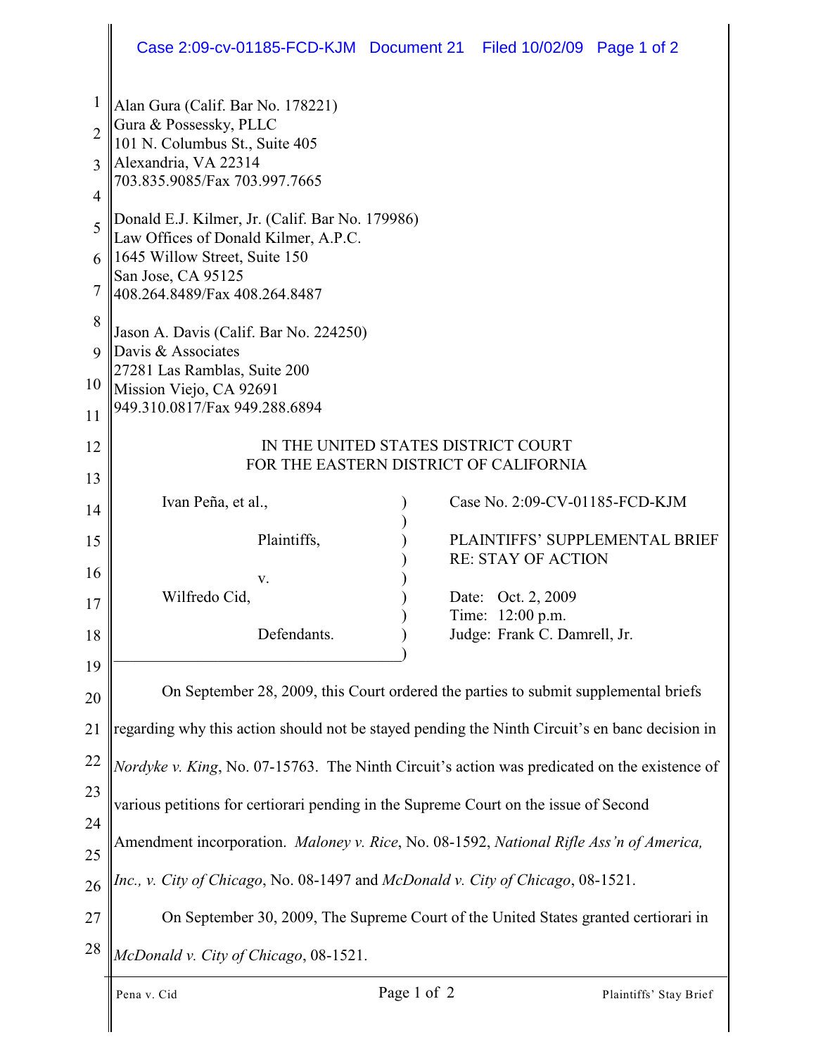Alan Gura (Calif. Bar No. 178221)
Gura & Possessky, PLLC
101 N. Columbus St., Suite 405
Alexandria, VA 22314
703.835.9085/Fax 703.997.7665

Donald E.J. Kilmer, Jr. (Calif. Bar No. 179986)
Law Offices of Donald Kilmer, A.P.C.
1645 Willow Street, Suite 150
San Jose, CA 95125
408.264.8489/Fax 408.264.8487

Jason A. Davis (Calif. Bar No. 224250)
Davis & Associates
27281 Las Ramblas, Suite 200
Mission Viejo, CA 92691
949.310.0817/Fax 949.288.6894

IN THE UNITED STATES DISTRICT COURT
FOR THE EASTERN DISTRICT OF CALIFORNIA

| | |
|---|---|
| Ivan Peña, et al., Plaintiffs, v. Wilfredo Cid, Defendants. | Case No. 2:09-CV-01185-FCD-KJM<br><br>PLAINTIFFS' SUPPLEMENTAL BRIEF RE: STAY OF ACTION<br><br>Date: Oct. 2, 2009<br>Time: 12:00 p.m.<br>Judge: Frank C. Damrell, Jr. |

On September 28, 2009, this Court ordered the parties to submit supplemental briefs regarding why this action should not be stayed pending the Ninth Circuit's en banc decision in *Nordyke v. King*, No. 07-15763. The Ninth Circuit's action was predicated on the existence of various petitions for certiorari pending in the Supreme Court on the issue of Second Amendment incorporation. *Maloney v. Rice*, No. 08-1592, *National Rifle Ass'n of America, Inc., v. City of Chicago*, No. 08-1497 and *McDonald v. City of Chicago*, 08-1521.

On September 30, 2009, The Supreme Court of the United States granted certiorari in *McDonald v. City of Chicago*, 08-1521.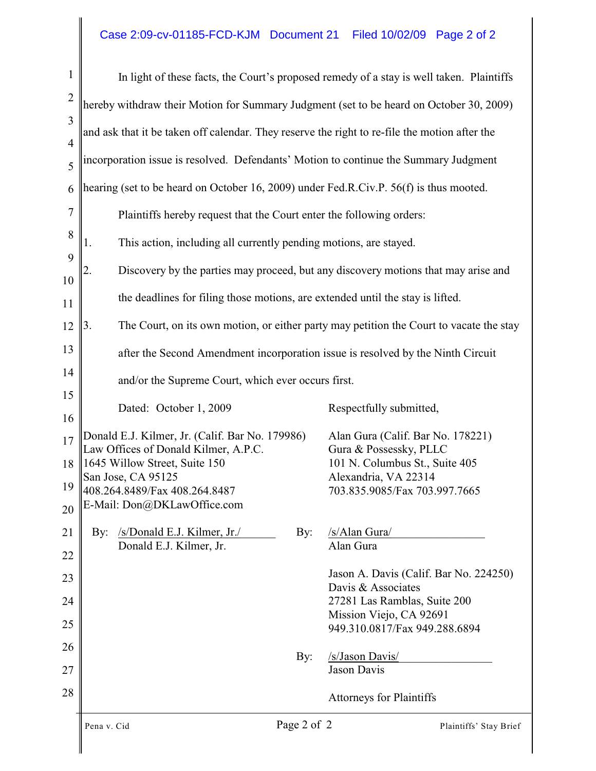In light of these facts, the Court's proposed remedy of a stay is well taken. Plaintiffs hereby withdraw their Motion for Summary Judgment (set to be heard on October 30, 2009) and ask that it be taken off calendar. They reserve the right to re-file the motion after the incorporation issue is resolved. Defendants' Motion to continue the Summary Judgment hearing (set to be heard on October 16, 2009) under Fed.R.Civ.P. 56(f) is thus mooted.

Plaintiffs hereby request that the Court enter the following orders:

1. This action, including all currently pending motions, are stayed.
2. Discovery by the parties may proceed, but any discovery motions that may arise and the deadlines for filing those motions, are extended until the stay is lifted.
3. The Court, on its own motion, or either party may petition the Court to vacate the stay after the Second Amendment incorporation issue is resolved by the Ninth Circuit and/or the Supreme Court, which ever occurs first.

Dated: October 1, 2009

Respectfully submitted,

Donald E.J. Kilmer, Jr. (Calif. Bar No. 179986)
Law Offices of Donald Kilmer, A.P.C.
1645 Willow Street, Suite 150
San Jose, CA 95125
408.264.8489/Fax 408.264.8487
E-Mail: Don@DKLawOffice.com

By: /s/Donald E.J. Kilmer, Jr./
Donald E.J. Kilmer, Jr.

Alan Gura (Calif. Bar No. 178221)
Gura & Possessky, PLLC
101 N. Columbus St., Suite 405
Alexandria, VA 22314
703.835.9085/Fax 703.997.7665

By: /s/Alan Gura/
Alan Gura

Jason A. Davis (Calif. Bar No. 224250)
Davis & Associates
27281 Las Ramblas, Suite 200
Mission Viejo, CA 92691
949.310.0817/Fax 949.288.6894

By: /s/Jason Davis/
Jason Davis

Attorneys for Plaintiffs